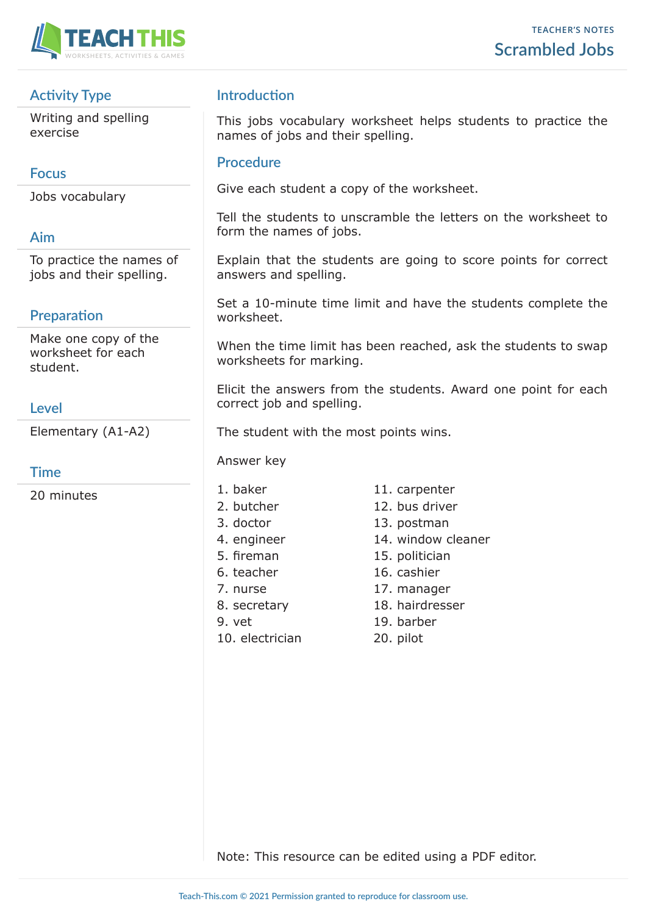TEACHER'S NOTES

# Scrambled Jobs

## Activity Type

Writing and spelling exercise

## Focus

Jobs vocabulary

## Aim

To practice the names of jobs and their spelling.

## Preparation

Make one copy of the worksheet for each student.

## Level

Elementary (A1-A2)

## Time

20 minutes

## Introduction

This jobs vocabulary worksheet helps students to practice the names of jobs and their spelling.

## Procedure

Give each student a copy of the worksheet.

Tell the students to unscramble the letters on the worksheet to form the names of jobs.

Explain that the students are going to score points for correct answers and spelling.

Set a 10-minute time limit and have the students complete the worksheet.

When the time limit has been reached, ask the students to swap worksheets for marking.

Elicit the answers from the students. Award one point for each correct job and spelling.

The student with the most points wins.

Answer key

1. baker
2. butcher
3. doctor
4. engineer
5. fireman
6. teacher
7. nurse
8. secretary
9. vet
10. electrician
11. carpenter
12. bus driver
13. postman
14. window cleaner
15. politician
16. cashier
17. manager
18. hairdresser
19. barber
20. pilot

Note: This resource can be edited using a PDF editor.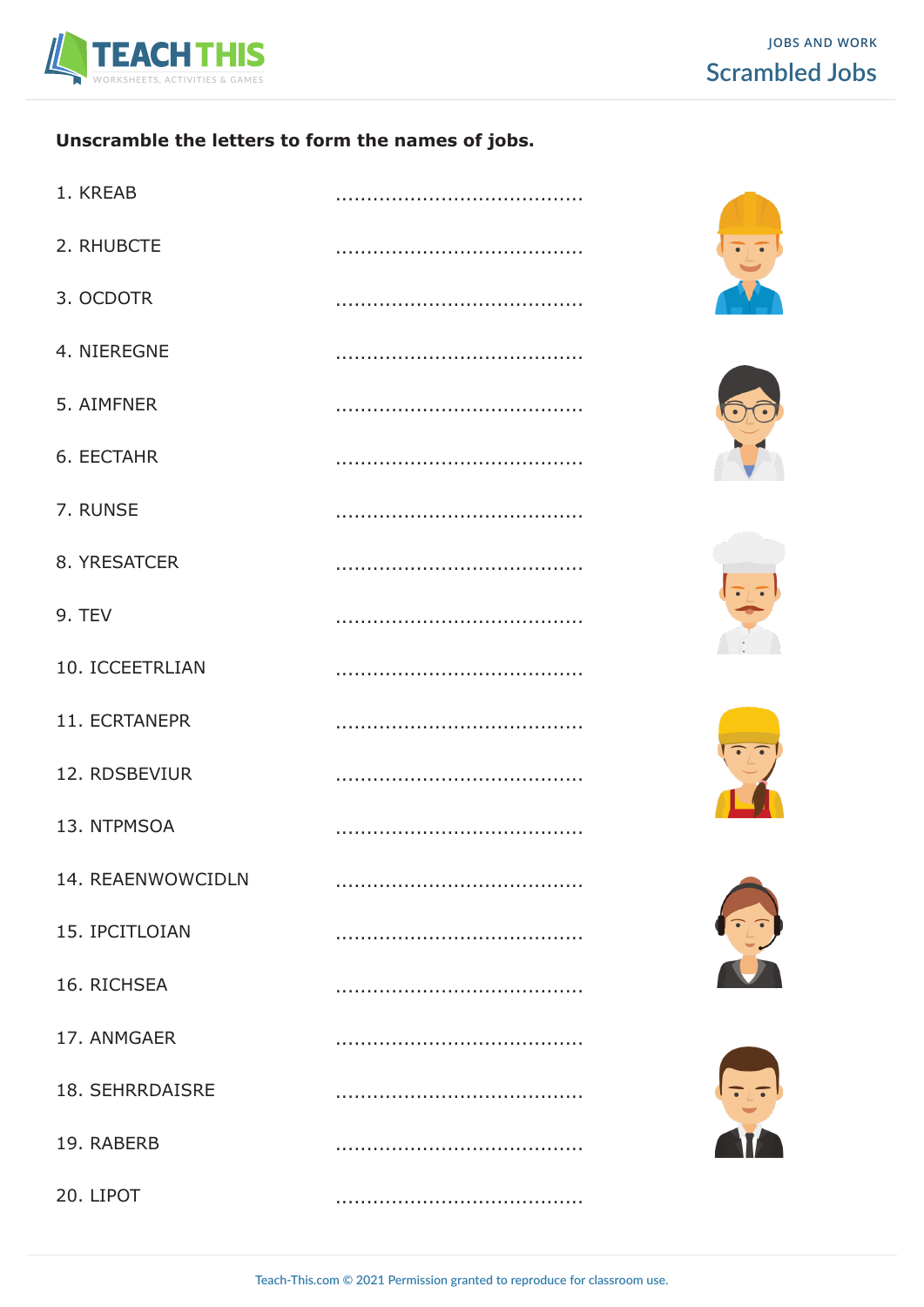JOBS AND WORK

# Scrambled Jobs

**Unscramble the letters to form the names of jobs.**

1. KREAB ........................................
2. RHUBCTE ........................................
3. OCDOTR ........................................
4. NIEREGNE ........................................
5. AIMFNER ........................................
6. EECTAHR ........................................
7. RUNSE ........................................
8. YRESATCER ........................................
9. TEV ........................................
10. ICCEETRLIAN ........................................
11. ECRTANEPR ........................................
12. RDSBEVIUR ........................................
13. NTPMSOA ........................................
14. REAENWOWCIDLN ........................................
15. IPCITLOIAN ........................................
16. RICHSEA ........................................
17. ANMGAER ........................................
18. SEHRRDAISRE ........................................
19. RABERB ........................................
20. LIPOT ........................................

Teach-This.com © 2021 Permission granted to reproduce for classroom use.